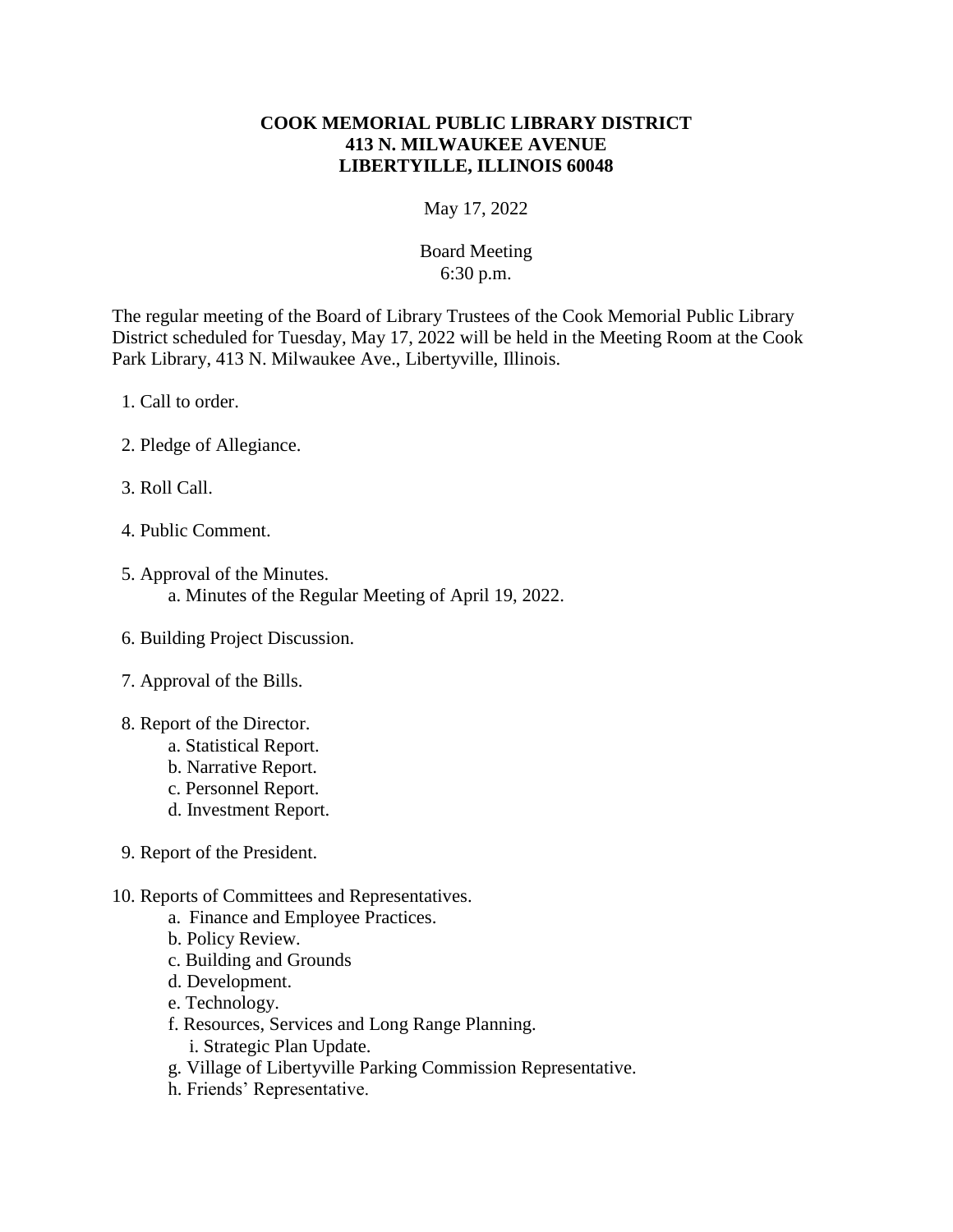# COOK MEMORIAL PUBLIC LIBRARY DISTRICT
## 413 N. MILWAUKEE AVENUE
## LIBERTYILLE, ILLINOIS 60048

May 17, 2022

Board Meeting
6:30 p.m.

The regular meeting of the Board of Library Trustees of the Cook Memorial Public Library District scheduled for Tuesday, May 17, 2022 will be held in the Meeting Room at the Cook Park Library, 413 N. Milwaukee Ave., Libertyville, Illinois.

1. Call to order.

2. Pledge of Allegiance.

3. Roll Call.

4. Public Comment.

5. Approval of the Minutes.
   a. Minutes of the Regular Meeting of April 19, 2022.

6. Building Project Discussion.

7. Approval of the Bills.

8. Report of the Director.
   a. Statistical Report.
   b. Narrative Report.
   c. Personnel Report.
   d. Investment Report.

9. Report of the President.

10. Reports of Committees and Representatives.
    a. Finance and Employee Practices.
    b. Policy Review.
    c. Building and Grounds
    d. Development.
    e. Technology.
    f. Resources, Services and Long Range Planning.
       i. Strategic Plan Update.
    g. Village of Libertyville Parking Commission Representative.
    h. Friends' Representative.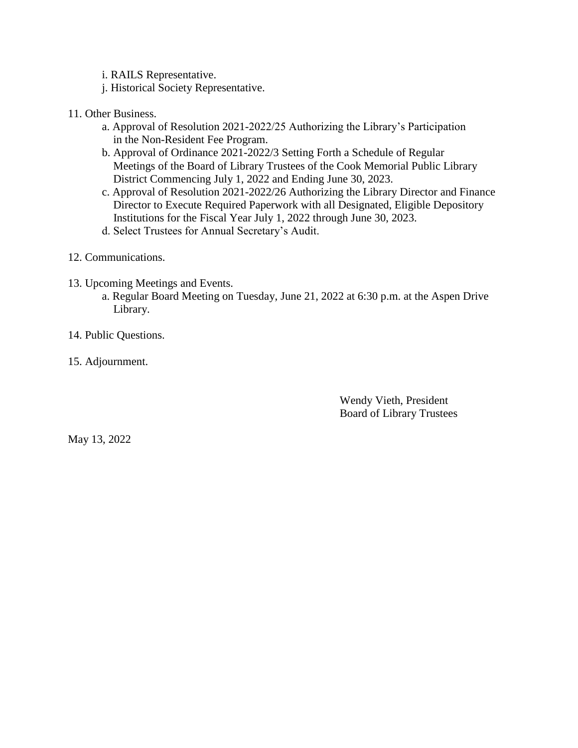i. RAILS Representative.
   j. Historical Society Representative.

11. Other Business.
    a. Approval of Resolution 2021-2022/25 Authorizing the Library's Participation in the Non-Resident Fee Program.
    b. Approval of Ordinance 2021-2022/3 Setting Forth a Schedule of Regular Meetings of the Board of Library Trustees of the Cook Memorial Public Library District Commencing July 1, 2022 and Ending June 30, 2023.
    c. Approval of Resolution 2021-2022/26 Authorizing the Library Director and Finance Director to Execute Required Paperwork with all Designated, Eligible Depository Institutions for the Fiscal Year July 1, 2022 through June 30, 2023.
    d. Select Trustees for Annual Secretary's Audit.

12. Communications.

13. Upcoming Meetings and Events.
    a. Regular Board Meeting on Tuesday, June 21, 2022 at 6:30 p.m. at the Aspen Drive Library.

14. Public Questions.

15. Adjournment.

Wendy Vieth, President
Board of Library Trustees

May 13, 2022